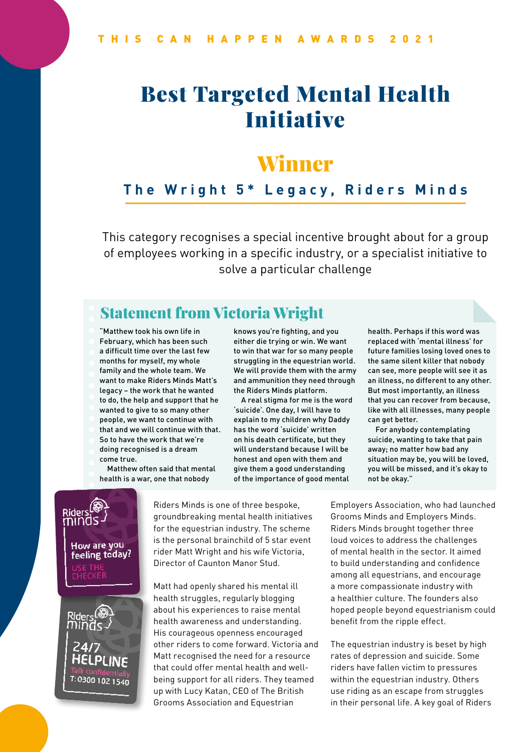THIS CAN HAPPEN AWARDS 2021

# Best Targeted Mental Health Initiative

## Winner

### The Wright 5* Legacy, Riders Minds

This category recognises a special incentive brought about for a group of employees working in a specific industry, or a specialist initiative to solve a particular challenge

## Statement from Victoria Wright

"Matthew took his own life in February, which has been such a difficult time over the last few months for myself, my whole family and the whole team. We want to make Riders Minds Matt's legacy – the work that he wanted to do, the help and support that he wanted to give to so many other people, we want to continue with that and we will continue with that. So to have the work that we're doing recognised is a dream come true.

Matthew often said that mental health is a war, one that nobody knows you're fighting, and you either die trying or win. We want to win that war for so many people struggling in the equestrian world. We will provide them with the army and ammunition they need through the Riders Minds platform.

A real stigma for me is the word 'suicide'. One day, I will have to explain to my children why Daddy has the word 'suicide' written on his death certificate, but they will understand because I will be honest and open with them and give them a good understanding of the importance of good mental health. Perhaps if this word was replaced with 'mental illness' for future families losing loved ones to the same silent killer that nobody can see, more people will see it as an illness, no different to any other. But most importantly, an illness that you can recover from because, like with all illnesses, many people can get better.

For anybody contemplating suicide, wanting to take that pain away; no matter how bad any situation may be, you will be loved, you will be missed, and it's okay to not be okay."

Riders Minds – How are you feeling today? USE THE CHECKER

Riders Minds – 24/7 HELPLINE – Talk confidentially – T: 0300 102 1540

Riders Minds is one of three bespoke, groundbreaking mental health initiatives for the equestrian industry. The scheme is the personal brainchild of 5 star event rider Matt Wright and his wife Victoria, Director of Caunton Manor Stud.

Matt had openly shared his mental ill health struggles, regularly blogging about his experiences to raise mental health awareness and understanding. His courageous openness encouraged other riders to come forward. Victoria and Matt recognised the need for a resource that could offer mental health and well-being support for all riders. They teamed up with Lucy Katan, CEO of The British Grooms Association and Equestrian Employers Association, who had launched Grooms Minds and Employers Minds. Riders Minds brought together three loud voices to address the challenges of mental health in the sector. It aimed to build understanding and confidence among all equestrians, and encourage a more compassionate industry with a healthier culture. The founders also hoped people beyond equestrianism could benefit from the ripple effect.

The equestrian industry is beset by high rates of depression and suicide. Some riders have fallen victim to pressures within the equestrian industry. Others use riding as an escape from struggles in their personal life. A key goal of Riders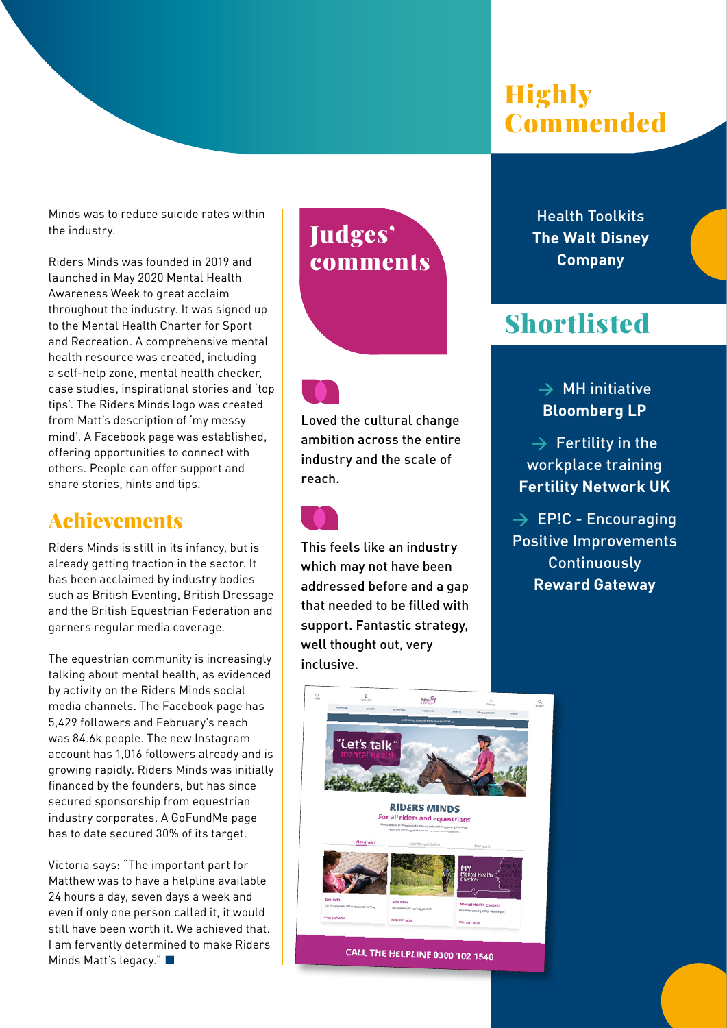Minds was to reduce suicide rates within the industry.

Riders Minds was founded in 2019 and launched in May 2020 Mental Health Awareness Week to great acclaim throughout the industry. It was signed up to the Mental Health Charter for Sport and Recreation. A comprehensive mental health resource was created, including a self-help zone, mental health checker, case studies, inspirational stories and 'top tips'. The Riders Minds logo was created from Matt's description of 'my messy mind'. A Facebook page was established, offering opportunities to connect with others. People can offer support and share stories, hints and tips.

## Achievements

Riders Minds is still in its infancy, but is already getting traction in the sector. It has been acclaimed by industry bodies such as British Eventing, British Dressage and the British Equestrian Federation and garners regular media coverage.

The equestrian community is increasingly talking about mental health, as evidenced by activity on the Riders Minds social media channels. The Facebook page has 5,429 followers and February's reach was 84.6k people. The new Instagram account has 1,016 followers already and is growing rapidly. Riders Minds was initially financed by the founders, but has since secured sponsorship from equestrian industry corporates. A GoFundMe page has to date secured 30% of its target.

Victoria says: "The important part for Matthew was to have a helpline available 24 hours a day, seven days a week and even if only one person called it, it would still have been worth it. We achieved that. I am fervently determined to make Riders Minds Matt's legacy."

## Judges' comments

Loved the cultural change ambition across the entire industry and the scale of reach.

This feels like an industry which may not have been addressed before and a gap that needed to be filled with support. Fantastic strategy, well thought out, very inclusive.

## Highly Commended

Health Toolkits
**The Walt Disney Company**

## Shortlisted

→ MH initiative
**Bloomberg LP**

→ Fertility in the workplace training
**Fertility Network UK**

→ EP!C - Encouraging Positive Improvements Continuously
**Reward Gateway**